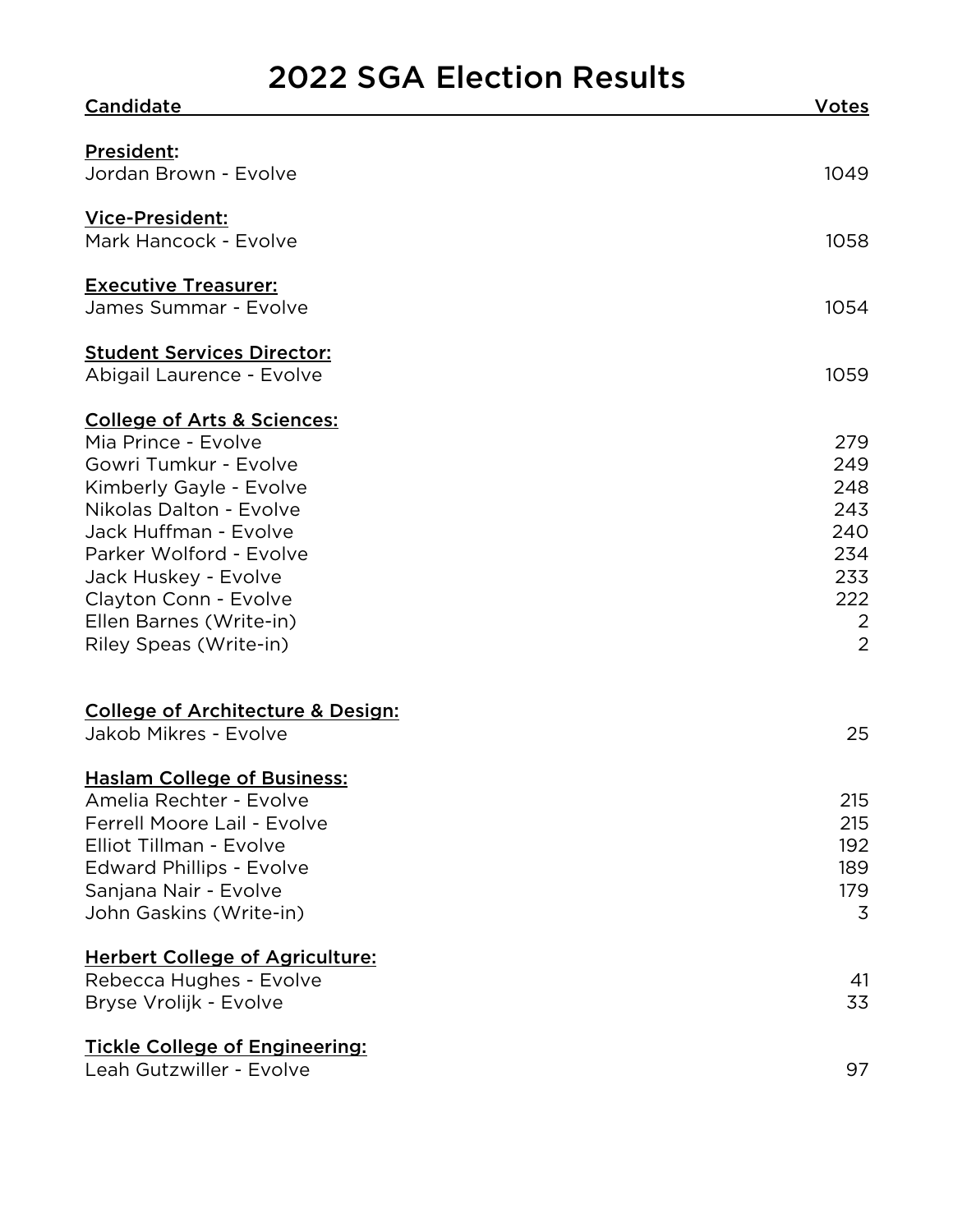# 2022 SGA Election Results

| Candidate | Votes |
|---|---|
| **President:** | |
| Jordan Brown - Evolve | 1049 |
| **Vice-President:** | |
| Mark Hancock - Evolve | 1058 |
| **Executive Treasurer:** | |
| James Summar - Evolve | 1054 |
| **Student Services Director:** | |
| Abigail Laurence - Evolve | 1059 |
| **College of Arts & Sciences:** | |
| Mia Prince - Evolve | 279 |
| Gowri Tumkur - Evolve | 249 |
| Kimberly Gayle - Evolve | 248 |
| Nikolas Dalton - Evolve | 243 |
| Jack Huffman - Evolve | 240 |
| Parker Wolford - Evolve | 234 |
| Jack Huskey - Evolve | 233 |
| Clayton Conn - Evolve | 222 |
| Ellen Barnes (Write-in) | 2 |
| Riley Speas (Write-in) | 2 |
| **College of Architecture & Design:** | |
| Jakob Mikres - Evolve | 25 |
| **Haslam College of Business:** | |
| Amelia Rechter - Evolve | 215 |
| Ferrell Moore Lail - Evolve | 215 |
| Elliot Tillman - Evolve | 192 |
| Edward Phillips - Evolve | 189 |
| Sanjana Nair - Evolve | 179 |
| John Gaskins (Write-in) | 3 |
| **Herbert College of Agriculture:** | |
| Rebecca Hughes - Evolve | 41 |
| Bryse Vrolijk - Evolve | 33 |
| **Tickle College of Engineering:** | |
| Leah Gutzwiller - Evolve | 97 |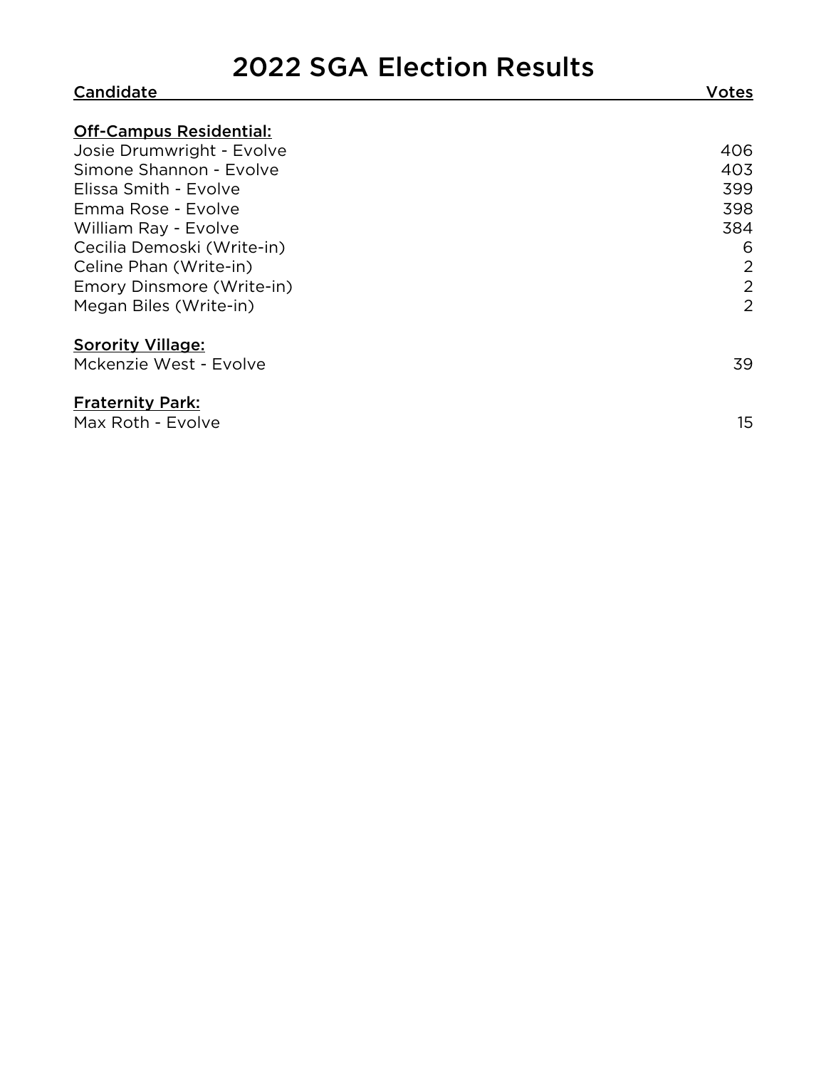# 2022 SGA Election Results

| Candidate | Votes |
| --- | --- |
| **Off-Campus Residential:** | |
| Josie Drumwright - Evolve | 406 |
| Simone Shannon - Evolve | 403 |
| Elissa Smith - Evolve | 399 |
| Emma Rose - Evolve | 398 |
| William Ray - Evolve | 384 |
| Cecilia Demoski (Write-in) | 6 |
| Celine Phan (Write-in) | 2 |
| Emory Dinsmore (Write-in) | 2 |
| Megan Biles (Write-in) | 2 |
| **Sorority Village:** | |
| Mckenzie West - Evolve | 39 |
| **Fraternity Park:** | |
| Max Roth - Evolve | 15 |